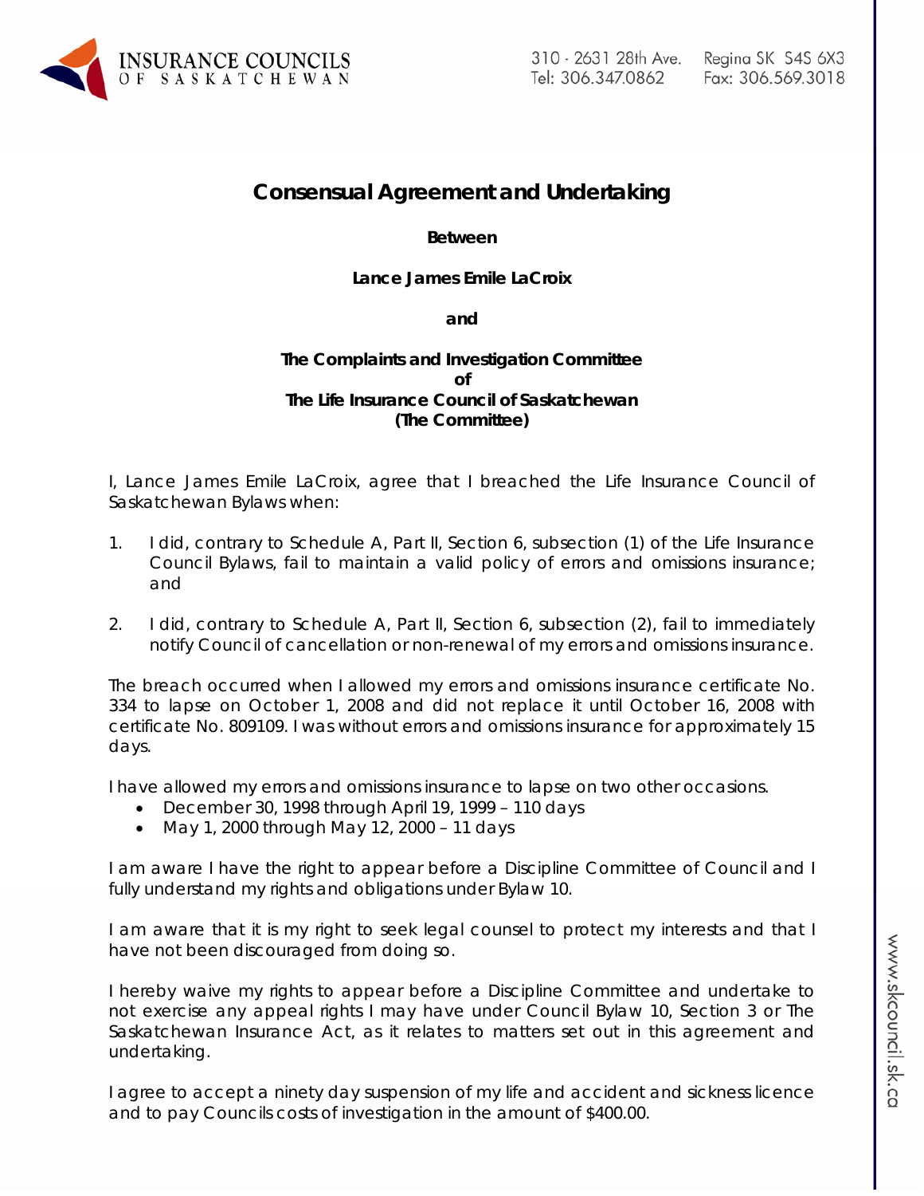# Consensual Agreement and Undertaking

**Between**

**Lance James Emile LaCroix**

**and**

**The Complaints and Investigation Committee**
**of**
**The Life Insurance Council of Saskatchewan**
**(The Committee)**

I, Lance James Emile LaCroix, agree that I breached the Life Insurance Council of Saskatchewan Bylaws when:

1. I did, contrary to Schedule A, Part II, Section 6, subsection (1) of the Life Insurance Council Bylaws, fail to maintain a valid policy of errors and omissions insurance; and

2. I did, contrary to Schedule A, Part II, Section 6, subsection (2), fail to immediately notify Council of cancellation or non-renewal of my errors and omissions insurance.

The breach occurred when I allowed my errors and omissions insurance certificate No. 334 to lapse on October 1, 2008 and did not replace it until October 16, 2008 with certificate No. 809109. I was without errors and omissions insurance for approximately 15 days.

I have allowed my errors and omissions insurance to lapse on two other occasions.

- December 30, 1998 through April 19, 1999 – 110 days
- May 1, 2000 through May 12, 2000 – 11 days

I am aware I have the right to appear before a Discipline Committee of Council and I fully understand my rights and obligations under Bylaw 10.

I am aware that it is my right to seek legal counsel to protect my interests and that I have not been discouraged from doing so.

I hereby waive my rights to appear before a Discipline Committee and undertake to not exercise any appeal rights I may have under Council Bylaw 10, Section 3 or The Saskatchewan Insurance Act, as it relates to matters set out in this agreement and undertaking.

I agree to accept a ninety day suspension of my life and accident and sickness licence and to pay Councils costs of investigation in the amount of $400.00.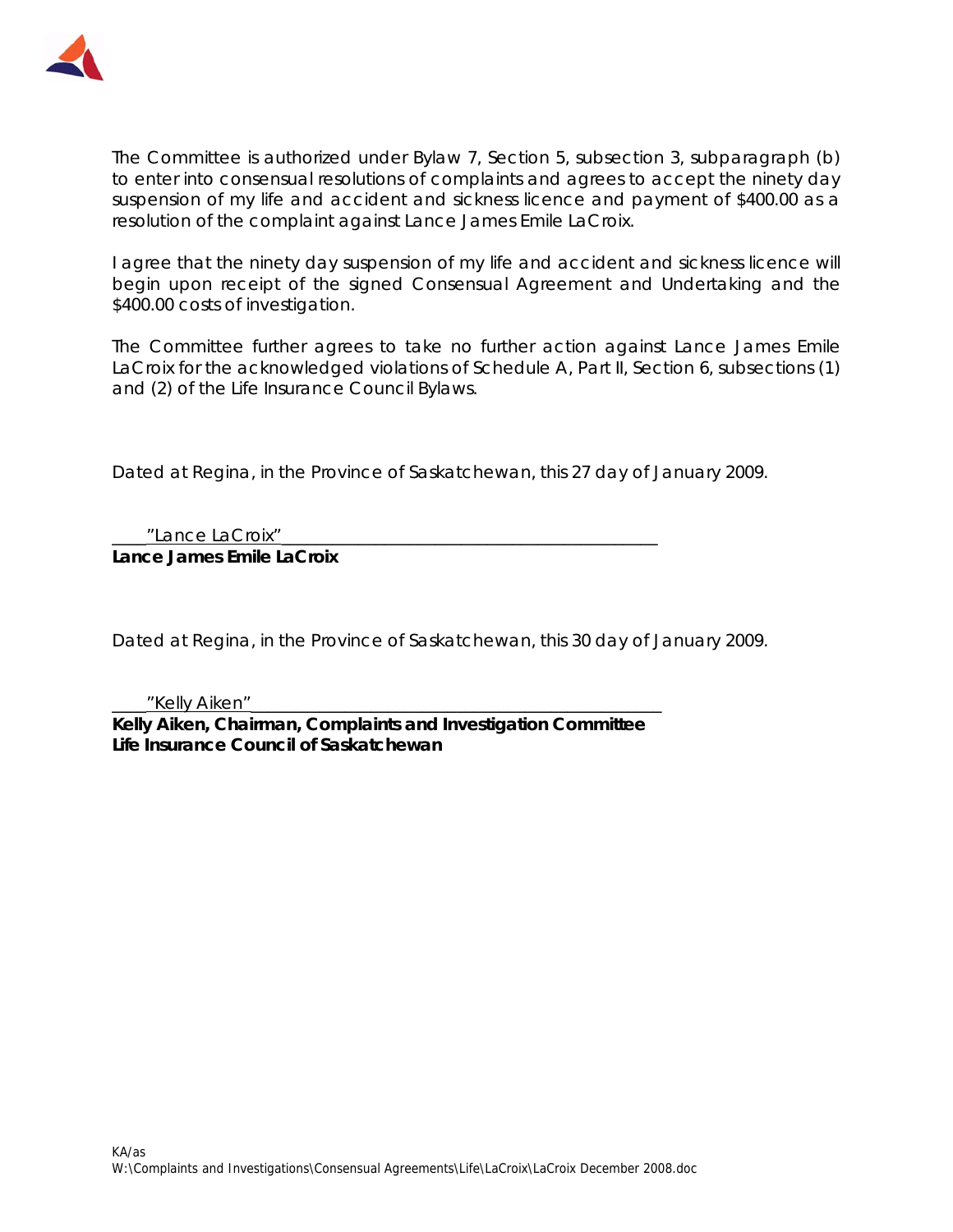The Committee is authorized under Bylaw 7, Section 5, subsection 3, subparagraph (b) to enter into consensual resolutions of complaints and agrees to accept the ninety day suspension of my life and accident and sickness licence and payment of $400.00 as a resolution of the complaint against Lance James Emile LaCroix.

I agree that the ninety day suspension of my life and accident and sickness licence will begin upon receipt of the signed Consensual Agreement and Undertaking and the $400.00 costs of investigation.

The Committee further agrees to take no further action against Lance James Emile LaCroix for the acknowledged violations of Schedule A, Part II, Section 6, subsections (1) and (2) of the Life Insurance Council Bylaws.

Dated at Regina, in the Province of Saskatchewan, this 27 day of January 2009.

"Lance LaCroix"
**Lance James Emile LaCroix**

Dated at Regina, in the Province of Saskatchewan, this 30 day of January 2009.

"Kelly Aiken"
**Kelly Aiken, Chairman, Complaints and Investigation Committee**
**Life Insurance Council of Saskatchewan**

KA/as
W:\Complaints and Investigations\Consensual Agreements\Life\LaCroix\LaCroix December 2008.doc